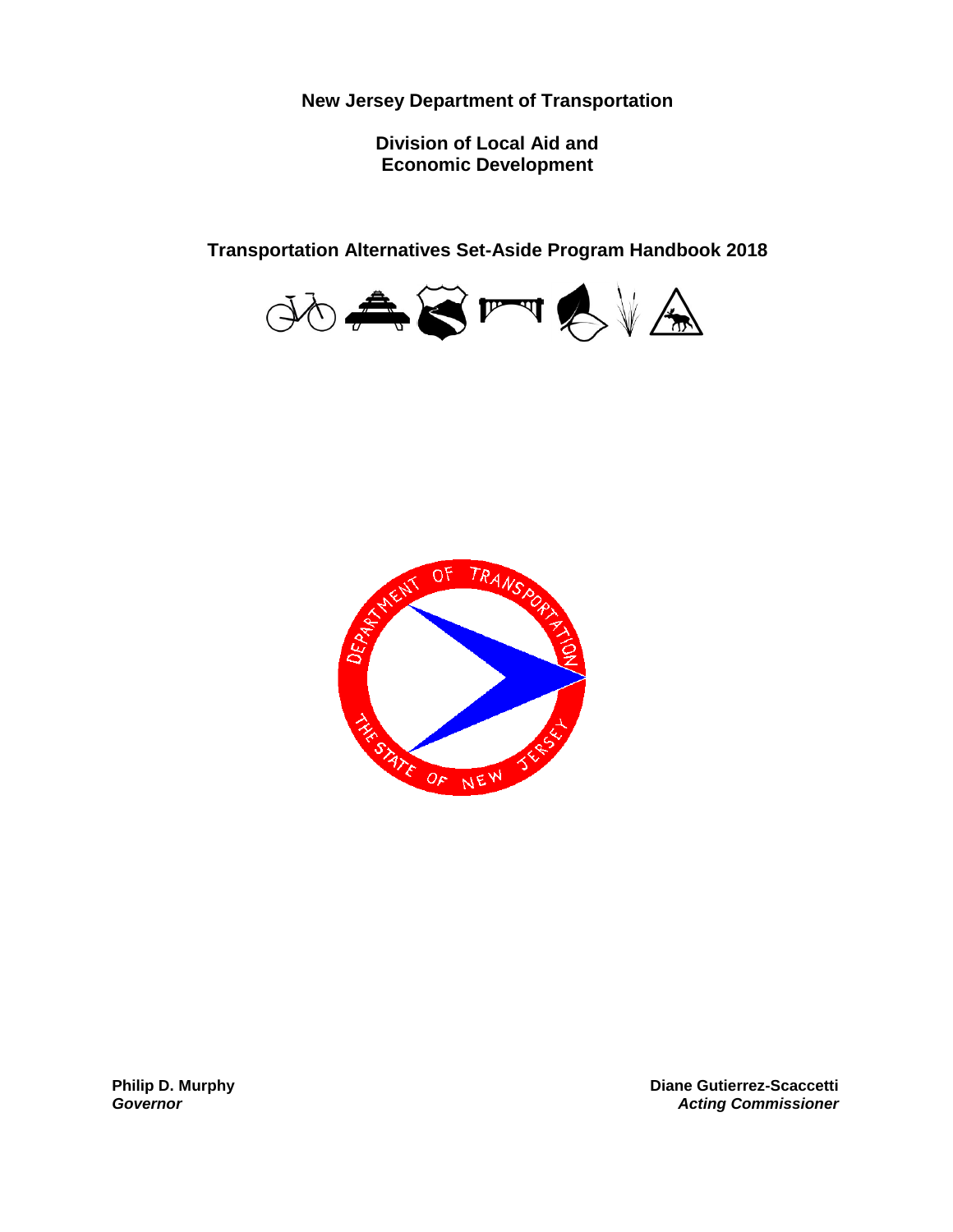**New Jersey Department of Transportation**

**Division of Local Aid and Economic Development**

# Transportation Alternatives Set-Aside Program Handbook 2018

**Philip D. Murphy**
***Governor***

**Diane Gutierrez-Scaccetti**
***Acting Commissioner***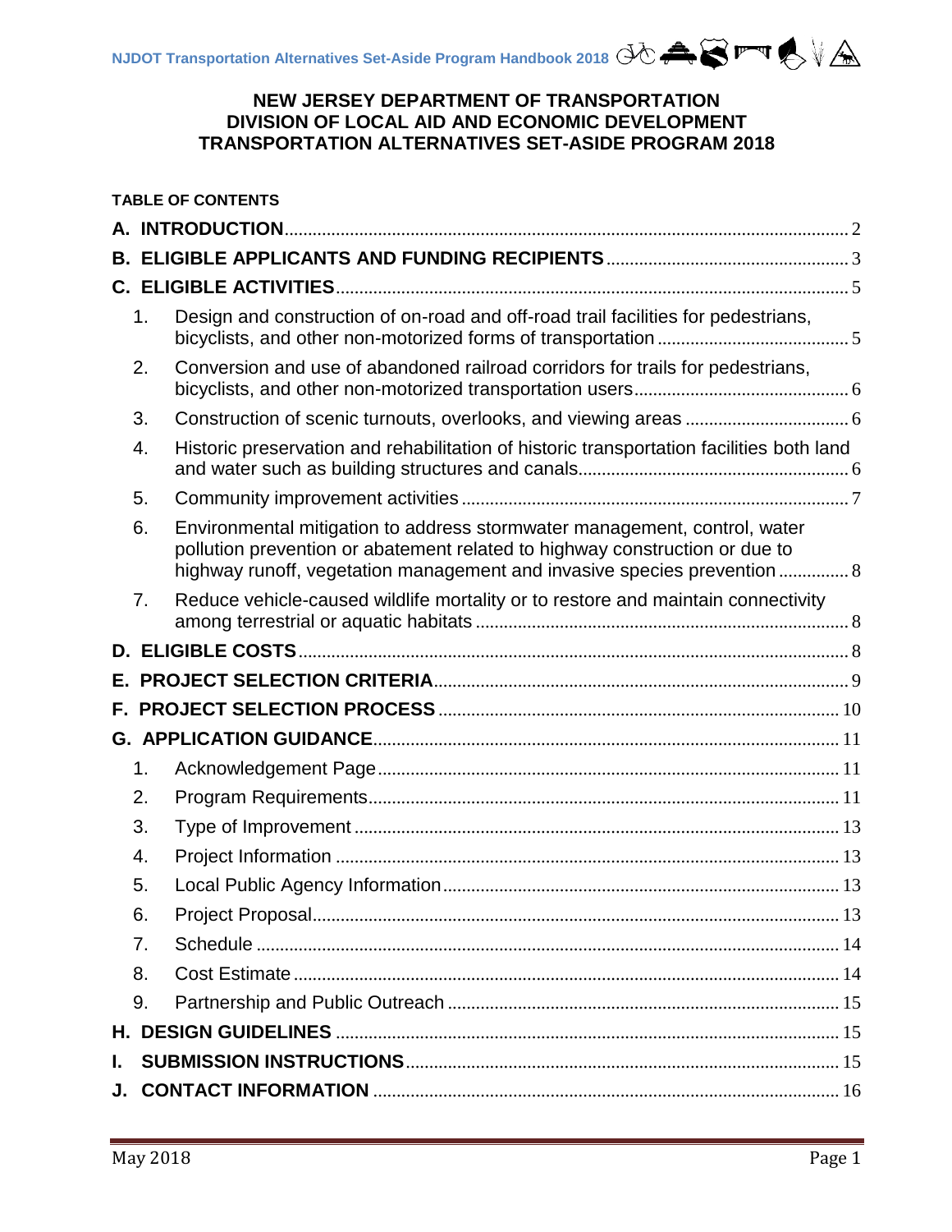# NEW JERSEY DEPARTMENT OF TRANSPORTATION
# DIVISION OF LOCAL AID AND ECONOMIC DEVELOPMENT
# TRANSPORTATION ALTERNATIVES SET-ASIDE PROGRAM 2018

**TABLE OF CONTENTS**

**A. INTRODUCTION** ..... 2

**B. ELIGIBLE APPLICANTS AND FUNDING RECIPIENTS** ..... 3

**C. ELIGIBLE ACTIVITIES** ..... 5

1. Design and construction of on-road and off-road trail facilities for pedestrians, bicyclists, and other non-motorized forms of transportation ..... 5
2. Conversion and use of abandoned railroad corridors for trails for pedestrians, bicyclists, and other non-motorized transportation users ..... 6
3. Construction of scenic turnouts, overlooks, and viewing areas ..... 6
4. Historic preservation and rehabilitation of historic transportation facilities both land and water such as building structures and canals ..... 6
5. Community improvement activities ..... 7
6. Environmental mitigation to address stormwater management, control, water pollution prevention or abatement related to highway construction or due to highway runoff, vegetation management and invasive species prevention ..... 8
7. Reduce vehicle-caused wildlife mortality or to restore and maintain connectivity among terrestrial or aquatic habitats ..... 8

**D. ELIGIBLE COSTS** ..... 8

**E. PROJECT SELECTION CRITERIA** ..... 9

**F. PROJECT SELECTION PROCESS** ..... 10

**G. APPLICATION GUIDANCE** ..... 11

1. Acknowledgement Page ..... 11
2. Program Requirements ..... 11
3. Type of Improvement ..... 13
4. Project Information ..... 13
5. Local Public Agency Information ..... 13
6. Project Proposal ..... 13
7. Schedule ..... 14
8. Cost Estimate ..... 14
9. Partnership and Public Outreach ..... 15

**H. DESIGN GUIDELINES** ..... 15

**I. SUBMISSION INSTRUCTIONS** ..... 15

**J. CONTACT INFORMATION** ..... 16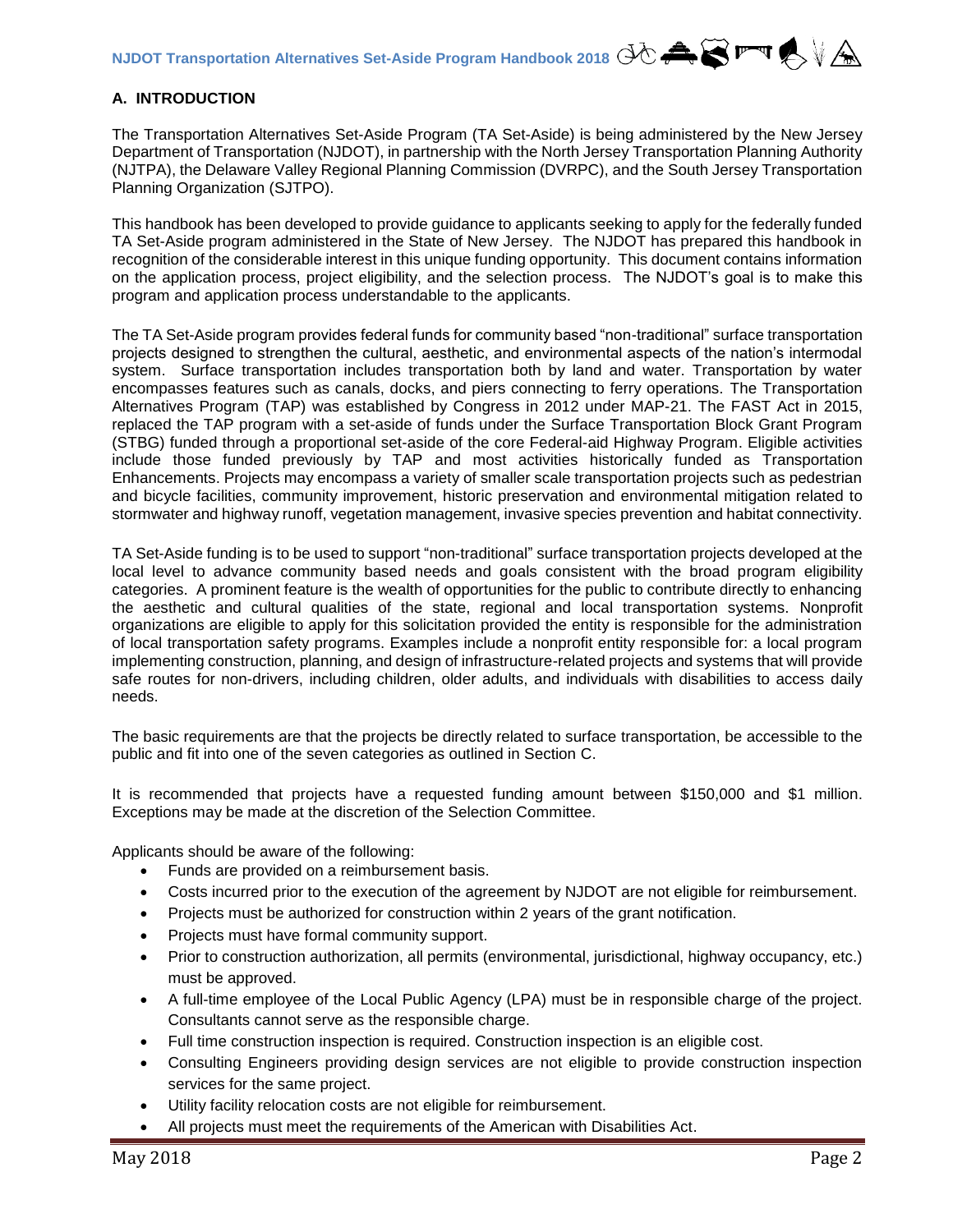## A. INTRODUCTION

The Transportation Alternatives Set-Aside Program (TA Set-Aside) is being administered by the New Jersey Department of Transportation (NJDOT), in partnership with the North Jersey Transportation Planning Authority (NJTPA), the Delaware Valley Regional Planning Commission (DVRPC), and the South Jersey Transportation Planning Organization (SJTPO).

This handbook has been developed to provide guidance to applicants seeking to apply for the federally funded TA Set-Aside program administered in the State of New Jersey. The NJDOT has prepared this handbook in recognition of the considerable interest in this unique funding opportunity. This document contains information on the application process, project eligibility, and the selection process. The NJDOT's goal is to make this program and application process understandable to the applicants.

The TA Set-Aside program provides federal funds for community based "non-traditional" surface transportation projects designed to strengthen the cultural, aesthetic, and environmental aspects of the nation's intermodal system. Surface transportation includes transportation both by land and water. Transportation by water encompasses features such as canals, docks, and piers connecting to ferry operations. The Transportation Alternatives Program (TAP) was established by Congress in 2012 under MAP-21. The FAST Act in 2015, replaced the TAP program with a set-aside of funds under the Surface Transportation Block Grant Program (STBG) funded through a proportional set-aside of the core Federal-aid Highway Program. Eligible activities include those funded previously by TAP and most activities historically funded as Transportation Enhancements. Projects may encompass a variety of smaller scale transportation projects such as pedestrian and bicycle facilities, community improvement, historic preservation and environmental mitigation related to stormwater and highway runoff, vegetation management, invasive species prevention and habitat connectivity.

TA Set-Aside funding is to be used to support "non-traditional" surface transportation projects developed at the local level to advance community based needs and goals consistent with the broad program eligibility categories. A prominent feature is the wealth of opportunities for the public to contribute directly to enhancing the aesthetic and cultural qualities of the state, regional and local transportation systems. Nonprofit organizations are eligible to apply for this solicitation provided the entity is responsible for the administration of local transportation safety programs. Examples include a nonprofit entity responsible for: a local program implementing construction, planning, and design of infrastructure-related projects and systems that will provide safe routes for non-drivers, including children, older adults, and individuals with disabilities to access daily needs.

The basic requirements are that the projects be directly related to surface transportation, be accessible to the public and fit into one of the seven categories as outlined in Section C.

It is recommended that projects have a requested funding amount between $150,000 and $1 million. Exceptions may be made at the discretion of the Selection Committee.

Applicants should be aware of the following:

- Funds are provided on a reimbursement basis.
- Costs incurred prior to the execution of the agreement by NJDOT are not eligible for reimbursement.
- Projects must be authorized for construction within 2 years of the grant notification.
- Projects must have formal community support.
- Prior to construction authorization, all permits (environmental, jurisdictional, highway occupancy, etc.) must be approved.
- A full-time employee of the Local Public Agency (LPA) must be in responsible charge of the project. Consultants cannot serve as the responsible charge.
- Full time construction inspection is required. Construction inspection is an eligible cost.
- Consulting Engineers providing design services are not eligible to provide construction inspection services for the same project.
- Utility facility relocation costs are not eligible for reimbursement.
- All projects must meet the requirements of the American with Disabilities Act.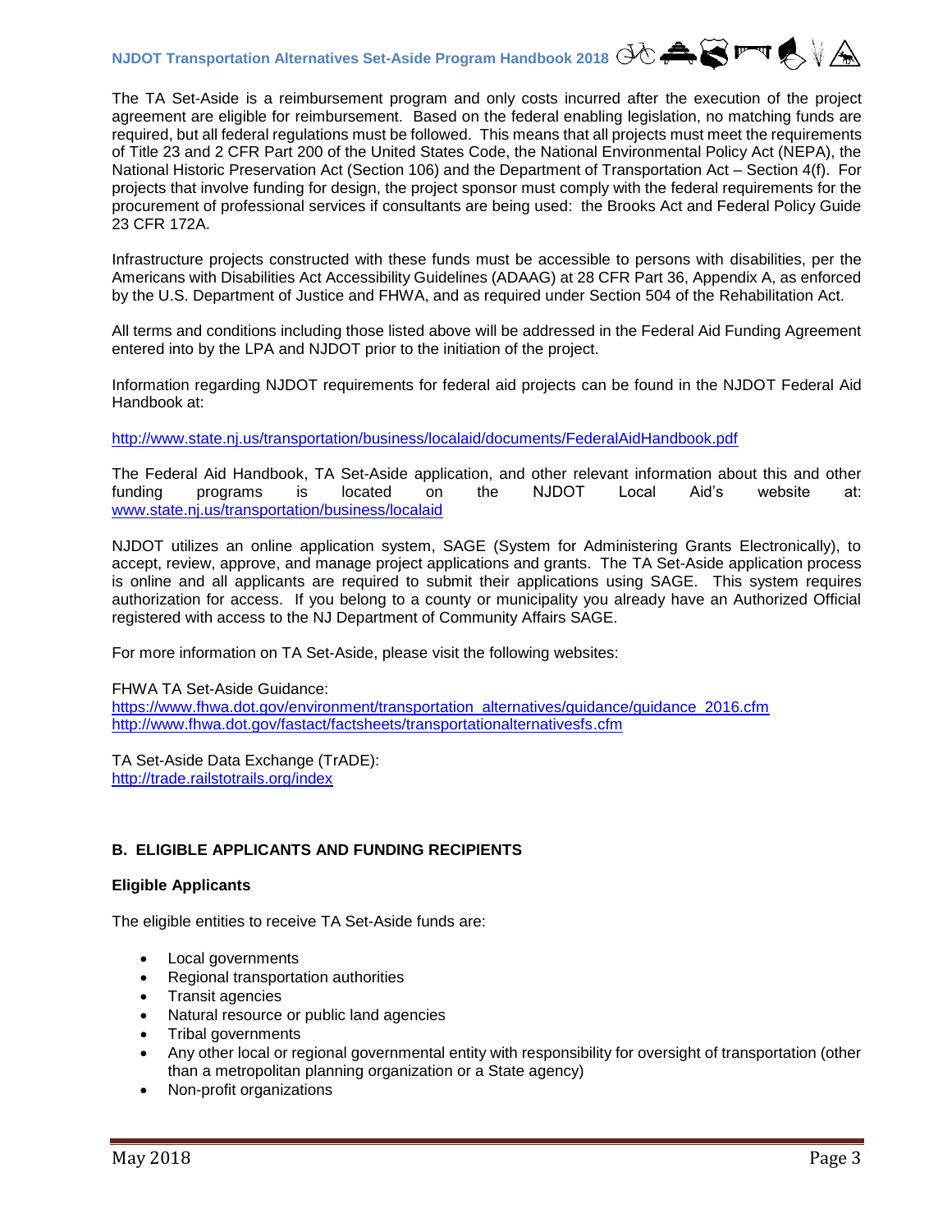The TA Set-Aside is a reimbursement program and only costs incurred after the execution of the project agreement are eligible for reimbursement. Based on the federal enabling legislation, no matching funds are required, but all federal regulations must be followed. This means that all projects must meet the requirements of Title 23 and 2 CFR Part 200 of the United States Code, the National Environmental Policy Act (NEPA), the National Historic Preservation Act (Section 106) and the Department of Transportation Act – Section 4(f). For projects that involve funding for design, the project sponsor must comply with the federal requirements for the procurement of professional services if consultants are being used: the Brooks Act and Federal Policy Guide 23 CFR 172A.

Infrastructure projects constructed with these funds must be accessible to persons with disabilities, per the Americans with Disabilities Act Accessibility Guidelines (ADAAG) at 28 CFR Part 36, Appendix A, as enforced by the U.S. Department of Justice and FHWA, and as required under Section 504 of the Rehabilitation Act.

All terms and conditions including those listed above will be addressed in the Federal Aid Funding Agreement entered into by the LPA and NJDOT prior to the initiation of the project.

Information regarding NJDOT requirements for federal aid projects can be found in the NJDOT Federal Aid Handbook at:

http://www.state.nj.us/transportation/business/localaid/documents/FederalAidHandbook.pdf

The Federal Aid Handbook, TA Set-Aside application, and other relevant information about this and other funding programs is located on the NJDOT Local Aid's website at: www.state.nj.us/transportation/business/localaid

NJDOT utilizes an online application system, SAGE (System for Administering Grants Electronically), to accept, review, approve, and manage project applications and grants. The TA Set-Aside application process is online and all applicants are required to submit their applications using SAGE. This system requires authorization for access. If you belong to a county or municipality you already have an Authorized Official registered with access to the NJ Department of Community Affairs SAGE.

For more information on TA Set-Aside, please visit the following websites:

FHWA TA Set-Aside Guidance:
https://www.fhwa.dot.gov/environment/transportation_alternatives/guidance/guidance_2016.cfm
http://www.fhwa.dot.gov/fastact/factsheets/transportationalternativesfs.cfm

TA Set-Aside Data Exchange (TrADE):
http://trade.railstotrails.org/index

## B. ELIGIBLE APPLICANTS AND FUNDING RECIPIENTS

### Eligible Applicants

The eligible entities to receive TA Set-Aside funds are:

- Local governments
- Regional transportation authorities
- Transit agencies
- Natural resource or public land agencies
- Tribal governments
- Any other local or regional governmental entity with responsibility for oversight of transportation (other than a metropolitan planning organization or a State agency)
- Non-profit organizations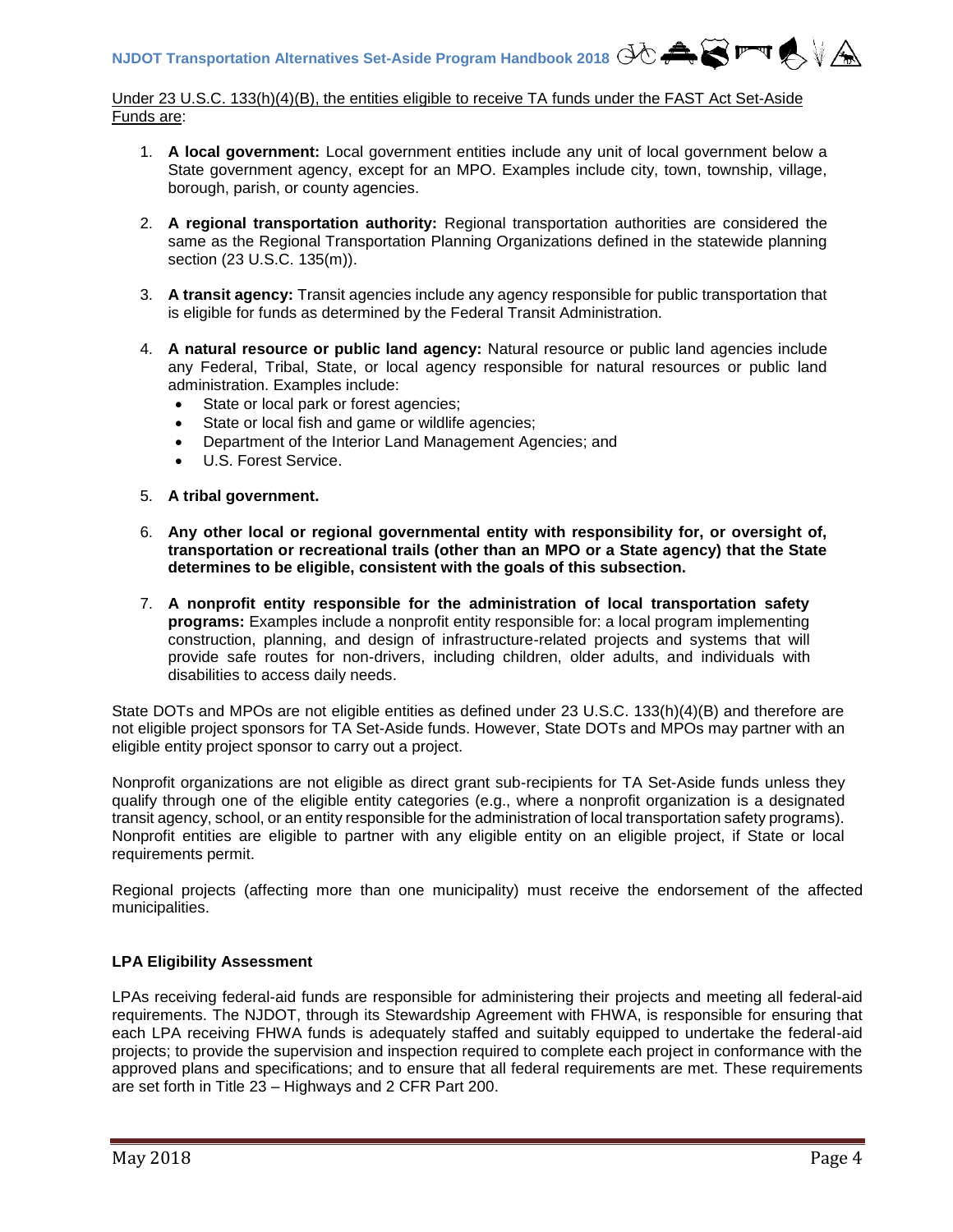Under 23 U.S.C. 133(h)(4)(B), the entities eligible to receive TA funds under the FAST Act Set-Aside Funds are:

1. **A local government:** Local government entities include any unit of local government below a State government agency, except for an MPO. Examples include city, town, township, village, borough, parish, or county agencies.

2. **A regional transportation authority:** Regional transportation authorities are considered the same as the Regional Transportation Planning Organizations defined in the statewide planning section (23 U.S.C. 135(m)).

3. **A transit agency:** Transit agencies include any agency responsible for public transportation that is eligible for funds as determined by the Federal Transit Administration.

4. **A natural resource or public land agency:** Natural resource or public land agencies include any Federal, Tribal, State, or local agency responsible for natural resources or public land administration. Examples include:
   - State or local park or forest agencies;
   - State or local fish and game or wildlife agencies;
   - Department of the Interior Land Management Agencies; and
   - U.S. Forest Service.

5. **A tribal government.**

6. **Any other local or regional governmental entity with responsibility for, or oversight of, transportation or recreational trails (other than an MPO or a State agency) that the State determines to be eligible, consistent with the goals of this subsection.**

7. **A nonprofit entity responsible for the administration of local transportation safety programs:** Examples include a nonprofit entity responsible for: a local program implementing construction, planning, and design of infrastructure-related projects and systems that will provide safe routes for non-drivers, including children, older adults, and individuals with disabilities to access daily needs.

State DOTs and MPOs are not eligible entities as defined under 23 U.S.C. 133(h)(4)(B) and therefore are not eligible project sponsors for TA Set-Aside funds. However, State DOTs and MPOs may partner with an eligible entity project sponsor to carry out a project.

Nonprofit organizations are not eligible as direct grant sub-recipients for TA Set-Aside funds unless they qualify through one of the eligible entity categories (e.g., where a nonprofit organization is a designated transit agency, school, or an entity responsible for the administration of local transportation safety programs). Nonprofit entities are eligible to partner with any eligible entity on an eligible project, if State or local requirements permit.

Regional projects (affecting more than one municipality) must receive the endorsement of the affected municipalities.

**LPA Eligibility Assessment**

LPAs receiving federal-aid funds are responsible for administering their projects and meeting all federal-aid requirements. The NJDOT, through its Stewardship Agreement with FHWA, is responsible for ensuring that each LPA receiving FHWA funds is adequately staffed and suitably equipped to undertake the federal-aid projects; to provide the supervision and inspection required to complete each project in conformance with the approved plans and specifications; and to ensure that all federal requirements are met. These requirements are set forth in Title 23 – Highways and 2 CFR Part 200.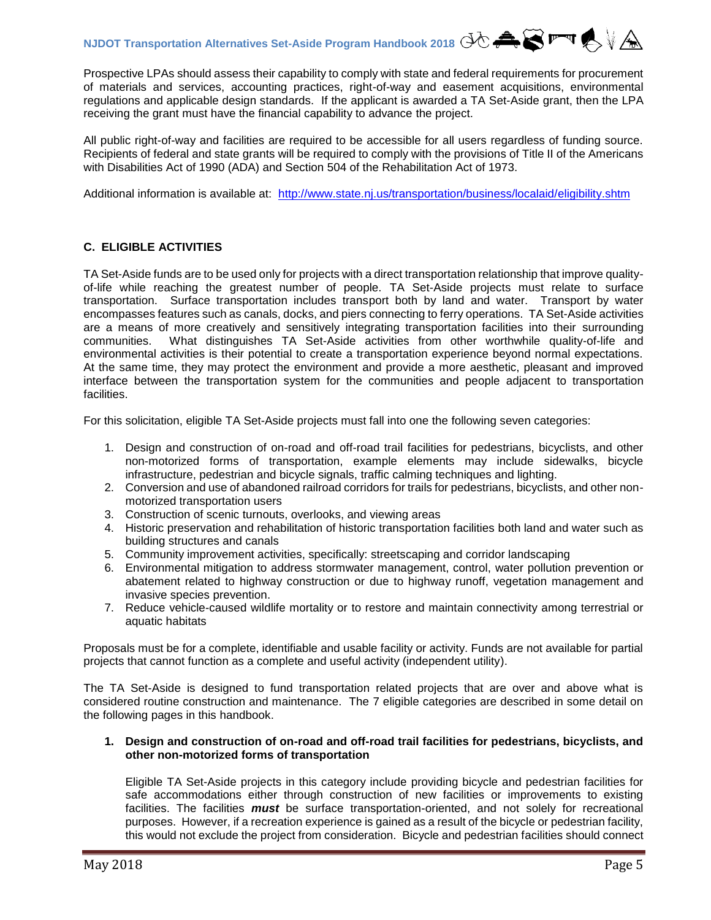Prospective LPAs should assess their capability to comply with state and federal requirements for procurement of materials and services, accounting practices, right-of-way and easement acquisitions, environmental regulations and applicable design standards. If the applicant is awarded a TA Set-Aside grant, then the LPA receiving the grant must have the financial capability to advance the project.

All public right-of-way and facilities are required to be accessible for all users regardless of funding source. Recipients of federal and state grants will be required to comply with the provisions of Title II of the Americans with Disabilities Act of 1990 (ADA) and Section 504 of the Rehabilitation Act of 1973.

Additional information is available at: http://www.state.nj.us/transportation/business/localaid/eligibility.shtm

## C. ELIGIBLE ACTIVITIES

TA Set-Aside funds are to be used only for projects with a direct transportation relationship that improve quality-of-life while reaching the greatest number of people. TA Set-Aside projects must relate to surface transportation. Surface transportation includes transport both by land and water. Transport by water encompasses features such as canals, docks, and piers connecting to ferry operations. TA Set-Aside activities are a means of more creatively and sensitively integrating transportation facilities into their surrounding communities. What distinguishes TA Set-Aside activities from other worthwhile quality-of-life and environmental activities is their potential to create a transportation experience beyond normal expectations. At the same time, they may protect the environment and provide a more aesthetic, pleasant and improved interface between the transportation system for the communities and people adjacent to transportation facilities.

For this solicitation, eligible TA Set-Aside projects must fall into one the following seven categories:

1. Design and construction of on-road and off-road trail facilities for pedestrians, bicyclists, and other non-motorized forms of transportation, example elements may include sidewalks, bicycle infrastructure, pedestrian and bicycle signals, traffic calming techniques and lighting.
2. Conversion and use of abandoned railroad corridors for trails for pedestrians, bicyclists, and other non-motorized transportation users
3. Construction of scenic turnouts, overlooks, and viewing areas
4. Historic preservation and rehabilitation of historic transportation facilities both land and water such as building structures and canals
5. Community improvement activities, specifically: streetscaping and corridor landscaping
6. Environmental mitigation to address stormwater management, control, water pollution prevention or abatement related to highway construction or due to highway runoff, vegetation management and invasive species prevention.
7. Reduce vehicle-caused wildlife mortality or to restore and maintain connectivity among terrestrial or aquatic habitats

Proposals must be for a complete, identifiable and usable facility or activity. Funds are not available for partial projects that cannot function as a complete and useful activity (independent utility).

The TA Set-Aside is designed to fund transportation related projects that are over and above what is considered routine construction and maintenance. The 7 eligible categories are described in some detail on the following pages in this handbook.

### 1. Design and construction of on-road and off-road trail facilities for pedestrians, bicyclists, and other non-motorized forms of transportation

Eligible TA Set-Aside projects in this category include providing bicycle and pedestrian facilities for safe accommodations either through construction of new facilities or improvements to existing facilities. The facilities ***must*** be surface transportation-oriented, and not solely for recreational purposes. However, if a recreation experience is gained as a result of the bicycle or pedestrian facility, this would not exclude the project from consideration. Bicycle and pedestrian facilities should connect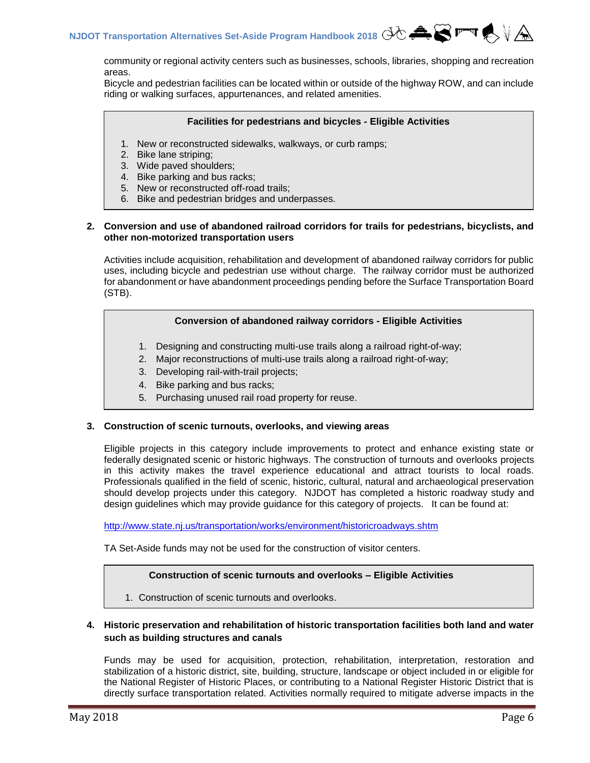community or regional activity centers such as businesses, schools, libraries, shopping and recreation areas.
Bicycle and pedestrian facilities can be located within or outside of the highway ROW, and can include riding or walking surfaces, appurtenances, and related amenities.

**Facilities for pedestrians and bicycles - Eligible Activities**

1. New or reconstructed sidewalks, walkways, or curb ramps;
2. Bike lane striping;
3. Wide paved shoulders;
4. Bike parking and bus racks;
5. New or reconstructed off-road trails;
6. Bike and pedestrian bridges and underpasses.

**2. Conversion and use of abandoned railroad corridors for trails for pedestrians, bicyclists, and other non-motorized transportation users**

Activities include acquisition, rehabilitation and development of abandoned railway corridors for public uses, including bicycle and pedestrian use without charge. The railway corridor must be authorized for abandonment or have abandonment proceedings pending before the Surface Transportation Board (STB).

**Conversion of abandoned railway corridors - Eligible Activities**

1. Designing and constructing multi-use trails along a railroad right-of-way;
2. Major reconstructions of multi-use trails along a railroad right-of-way;
3. Developing rail-with-trail projects;
4. Bike parking and bus racks;
5. Purchasing unused rail road property for reuse.

**3. Construction of scenic turnouts, overlooks, and viewing areas**

Eligible projects in this category include improvements to protect and enhance existing state or federally designated scenic or historic highways. The construction of turnouts and overlooks projects in this activity makes the travel experience educational and attract tourists to local roads. Professionals qualified in the field of scenic, historic, cultural, natural and archaeological preservation should develop projects under this category. NJDOT has completed a historic roadway study and design guidelines which may provide guidance for this category of projects. It can be found at:

http://www.state.nj.us/transportation/works/environment/historicroadways.shtm

TA Set-Aside funds may not be used for the construction of visitor centers.

**Construction of scenic turnouts and overlooks – Eligible Activities**

1. Construction of scenic turnouts and overlooks.

**4. Historic preservation and rehabilitation of historic transportation facilities both land and water such as building structures and canals**

Funds may be used for acquisition, protection, rehabilitation, interpretation, restoration and stabilization of a historic district, site, building, structure, landscape or object included in or eligible for the National Register of Historic Places, or contributing to a National Register Historic District that is directly surface transportation related. Activities normally required to mitigate adverse impacts in the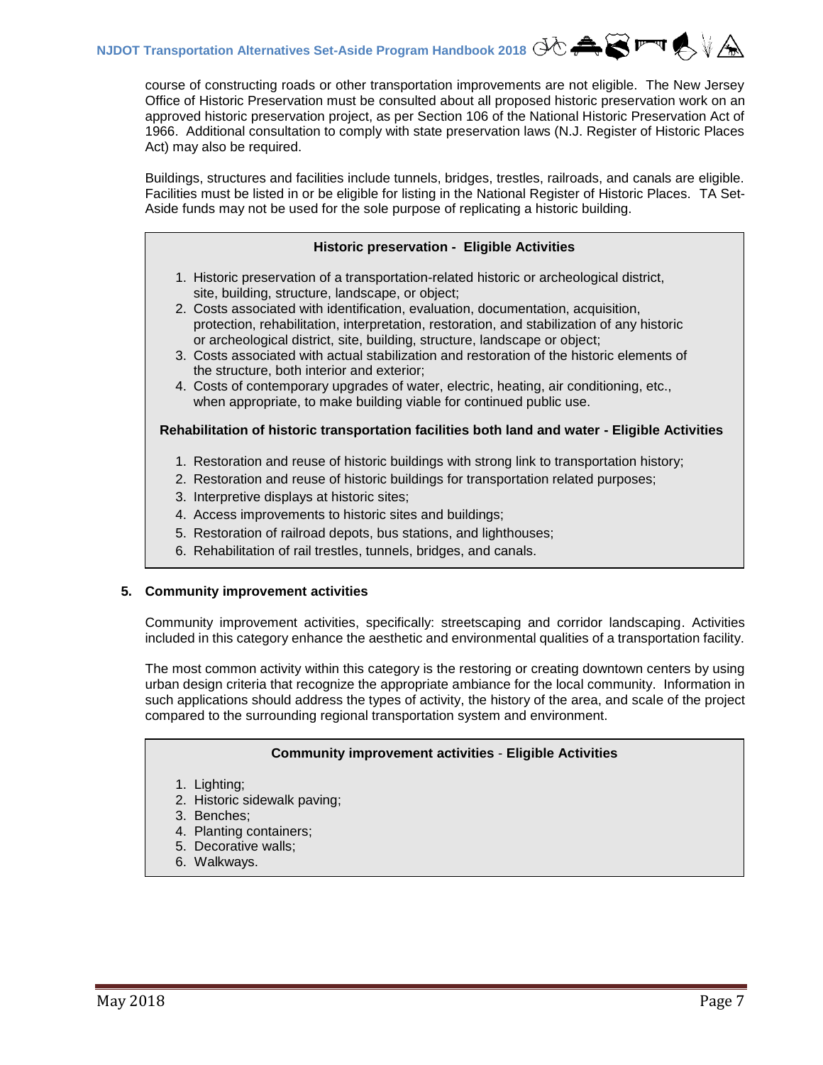course of constructing roads or other transportation improvements are not eligible. The New Jersey Office of Historic Preservation must be consulted about all proposed historic preservation work on an approved historic preservation project, as per Section 106 of the National Historic Preservation Act of 1966. Additional consultation to comply with state preservation laws (N.J. Register of Historic Places Act) may also be required.

Buildings, structures and facilities include tunnels, bridges, trestles, railroads, and canals are eligible. Facilities must be listed in or be eligible for listing in the National Register of Historic Places. TA Set-Aside funds may not be used for the sole purpose of replicating a historic building.

**Historic preservation - Eligible Activities**

1. Historic preservation of a transportation-related historic or archeological district, site, building, structure, landscape, or object;
2. Costs associated with identification, evaluation, documentation, acquisition, protection, rehabilitation, interpretation, restoration, and stabilization of any historic or archeological district, site, building, structure, landscape or object;
3. Costs associated with actual stabilization and restoration of the historic elements of the structure, both interior and exterior;
4. Costs of contemporary upgrades of water, electric, heating, air conditioning, etc., when appropriate, to make building viable for continued public use.

**Rehabilitation of historic transportation facilities both land and water - Eligible Activities**

1. Restoration and reuse of historic buildings with strong link to transportation history;
2. Restoration and reuse of historic buildings for transportation related purposes;
3. Interpretive displays at historic sites;
4. Access improvements to historic sites and buildings;
5. Restoration of railroad depots, bus stations, and lighthouses;
6. Rehabilitation of rail trestles, tunnels, bridges, and canals.

### 5. Community improvement activities

Community improvement activities, specifically: streetscaping and corridor landscaping. Activities included in this category enhance the aesthetic and environmental qualities of a transportation facility.

The most common activity within this category is the restoring or creating downtown centers by using urban design criteria that recognize the appropriate ambiance for the local community. Information in such applications should address the types of activity, the history of the area, and scale of the project compared to the surrounding regional transportation system and environment.

**Community improvement activities - Eligible Activities**

1. Lighting;
2. Historic sidewalk paving;
3. Benches;
4. Planting containers;
5. Decorative walls;
6. Walkways.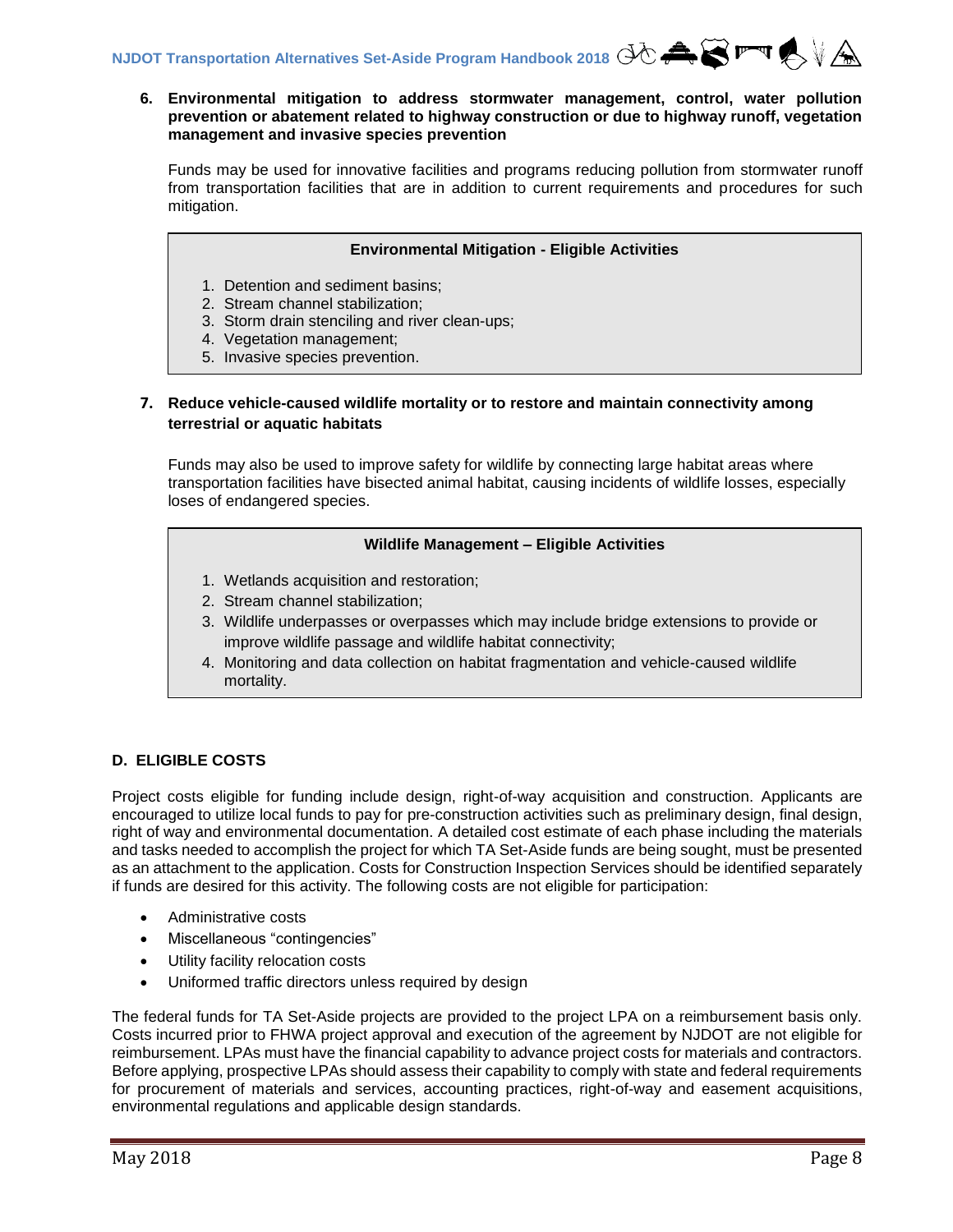**6. Environmental mitigation to address stormwater management, control, water pollution prevention or abatement related to highway construction or due to highway runoff, vegetation management and invasive species prevention**

Funds may be used for innovative facilities and programs reducing pollution from stormwater runoff from transportation facilities that are in addition to current requirements and procedures for such mitigation.

**Environmental Mitigation - Eligible Activities**

1. Detention and sediment basins;
2. Stream channel stabilization;
3. Storm drain stenciling and river clean-ups;
4. Vegetation management;
5. Invasive species prevention.

**7. Reduce vehicle-caused wildlife mortality or to restore and maintain connectivity among terrestrial or aquatic habitats**

Funds may also be used to improve safety for wildlife by connecting large habitat areas where transportation facilities have bisected animal habitat, causing incidents of wildlife losses, especially loses of endangered species.

**Wildlife Management – Eligible Activities**

1. Wetlands acquisition and restoration;
2. Stream channel stabilization;
3. Wildlife underpasses or overpasses which may include bridge extensions to provide or improve wildlife passage and wildlife habitat connectivity;
4. Monitoring and data collection on habitat fragmentation and vehicle-caused wildlife mortality.

## D. ELIGIBLE COSTS

Project costs eligible for funding include design, right-of-way acquisition and construction. Applicants are encouraged to utilize local funds to pay for pre-construction activities such as preliminary design, final design, right of way and environmental documentation. A detailed cost estimate of each phase including the materials and tasks needed to accomplish the project for which TA Set-Aside funds are being sought, must be presented as an attachment to the application. Costs for Construction Inspection Services should be identified separately if funds are desired for this activity. The following costs are not eligible for participation:

- Administrative costs
- Miscellaneous "contingencies"
- Utility facility relocation costs
- Uniformed traffic directors unless required by design

The federal funds for TA Set-Aside projects are provided to the project LPA on a reimbursement basis only. Costs incurred prior to FHWA project approval and execution of the agreement by NJDOT are not eligible for reimbursement. LPAs must have the financial capability to advance project costs for materials and contractors. Before applying, prospective LPAs should assess their capability to comply with state and federal requirements for procurement of materials and services, accounting practices, right-of-way and easement acquisitions, environmental regulations and applicable design standards.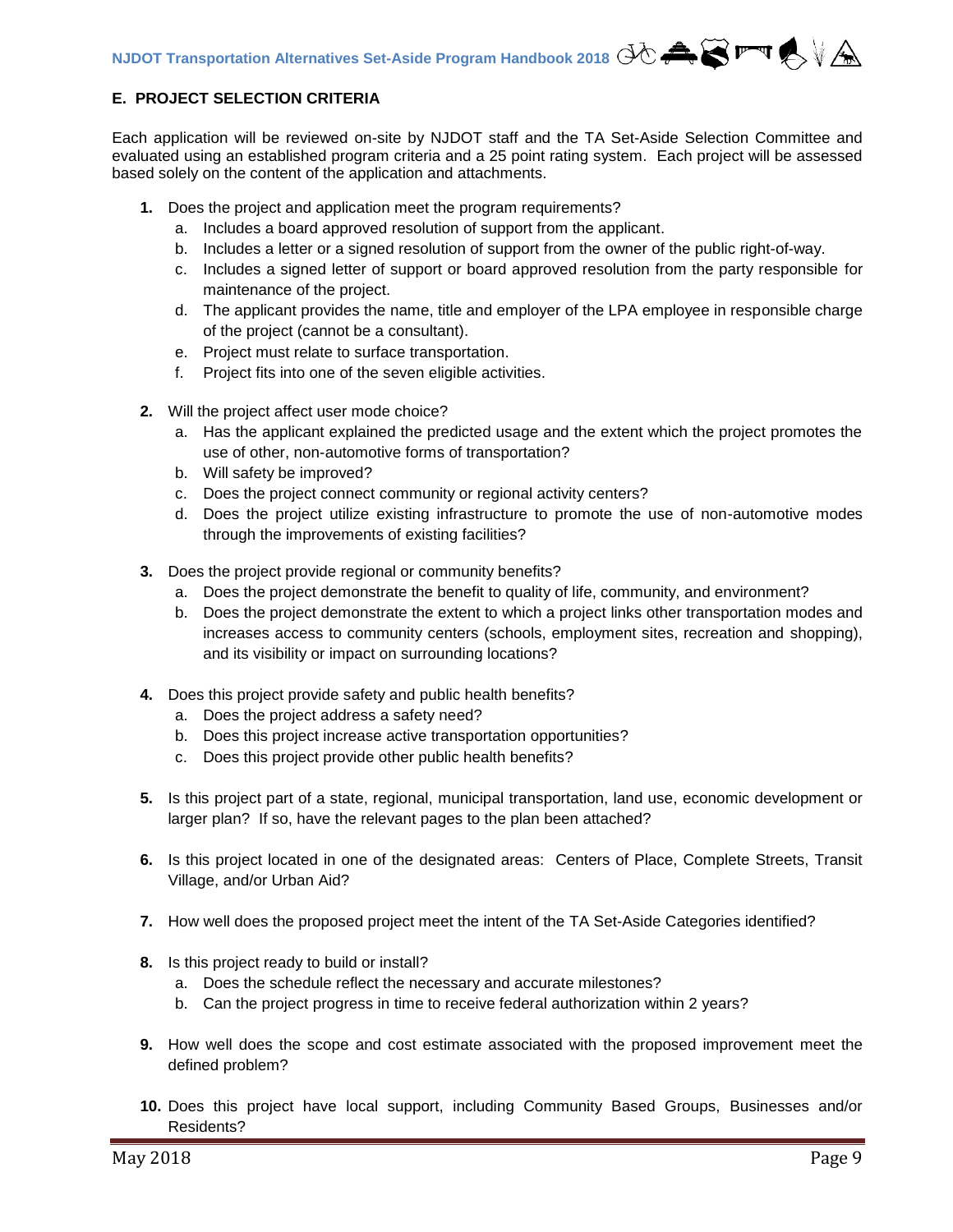## E. PROJECT SELECTION CRITERIA

Each application will be reviewed on-site by NJDOT staff and the TA Set-Aside Selection Committee and evaluated using an established program criteria and a 25 point rating system. Each project will be assessed based solely on the content of the application and attachments.

1. Does the project and application meet the program requirements?
   a. Includes a board approved resolution of support from the applicant.
   b. Includes a letter or a signed resolution of support from the owner of the public right-of-way.
   c. Includes a signed letter of support or board approved resolution from the party responsible for maintenance of the project.
   d. The applicant provides the name, title and employer of the LPA employee in responsible charge of the project (cannot be a consultant).
   e. Project must relate to surface transportation.
   f. Project fits into one of the seven eligible activities.

2. Will the project affect user mode choice?
   a. Has the applicant explained the predicted usage and the extent which the project promotes the use of other, non-automotive forms of transportation?
   b. Will safety be improved?
   c. Does the project connect community or regional activity centers?
   d. Does the project utilize existing infrastructure to promote the use of non-automotive modes through the improvements of existing facilities?

3. Does the project provide regional or community benefits?
   a. Does the project demonstrate the benefit to quality of life, community, and environment?
   b. Does the project demonstrate the extent to which a project links other transportation modes and increases access to community centers (schools, employment sites, recreation and shopping), and its visibility or impact on surrounding locations?

4. Does this project provide safety and public health benefits?
   a. Does the project address a safety need?
   b. Does this project increase active transportation opportunities?
   c. Does this project provide other public health benefits?

5. Is this project part of a state, regional, municipal transportation, land use, economic development or larger plan? If so, have the relevant pages to the plan been attached?

6. Is this project located in one of the designated areas: Centers of Place, Complete Streets, Transit Village, and/or Urban Aid?

7. How well does the proposed project meet the intent of the TA Set-Aside Categories identified?

8. Is this project ready to build or install?
   a. Does the schedule reflect the necessary and accurate milestones?
   b. Can the project progress in time to receive federal authorization within 2 years?

9. How well does the scope and cost estimate associated with the proposed improvement meet the defined problem?

10. Does this project have local support, including Community Based Groups, Businesses and/or Residents?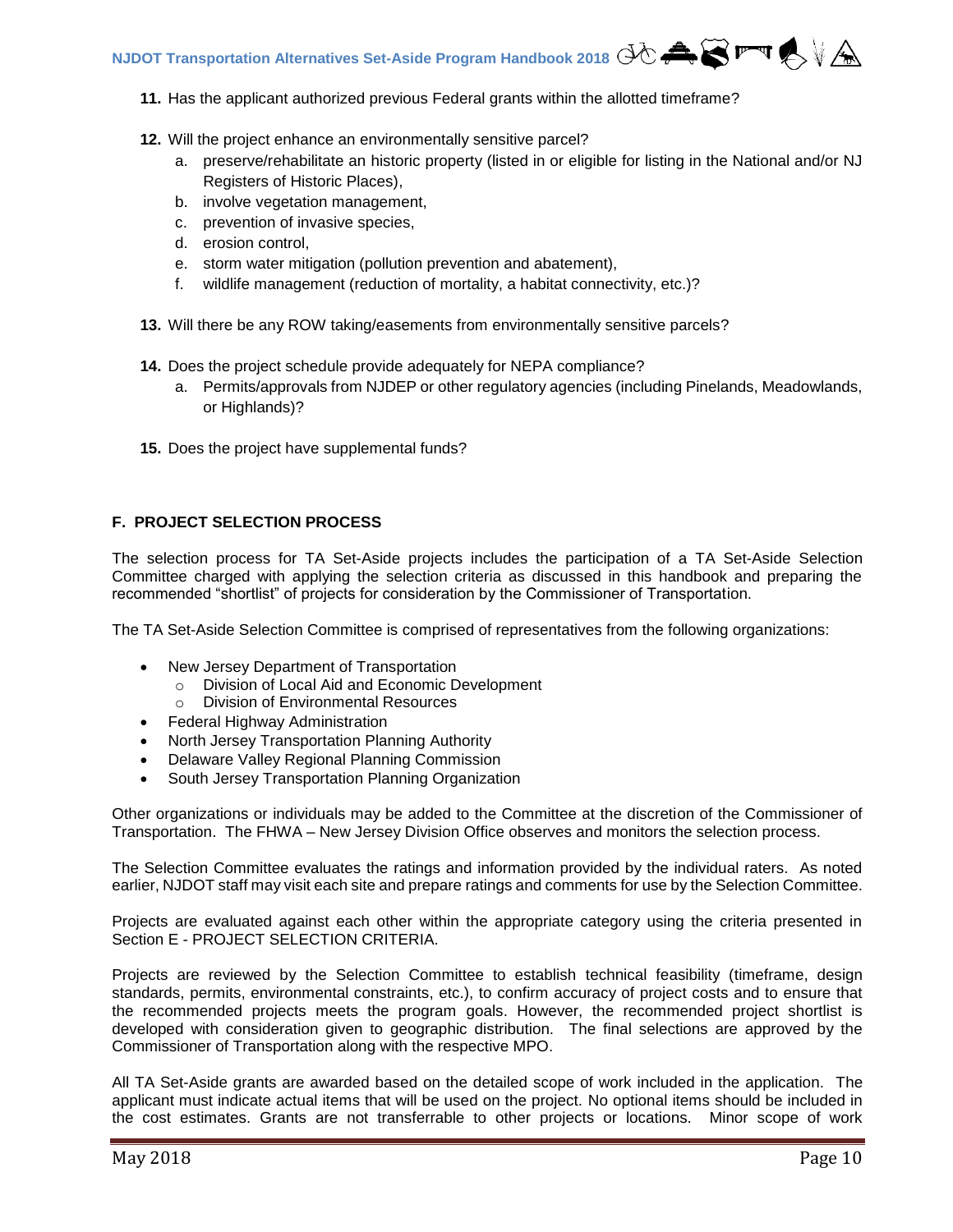11. Has the applicant authorized previous Federal grants within the allotted timeframe?

12. Will the project enhance an environmentally sensitive parcel?
    a. preserve/rehabilitate an historic property (listed in or eligible for listing in the National and/or NJ Registers of Historic Places),
    b. involve vegetation management,
    c. prevention of invasive species,
    d. erosion control,
    e. storm water mitigation (pollution prevention and abatement),
    f. wildlife management (reduction of mortality, a habitat connectivity, etc.)?

13. Will there be any ROW taking/easements from environmentally sensitive parcels?

14. Does the project schedule provide adequately for NEPA compliance?
    a. Permits/approvals from NJDEP or other regulatory agencies (including Pinelands, Meadowlands, or Highlands)?

15. Does the project have supplemental funds?

### F. PROJECT SELECTION PROCESS

The selection process for TA Set-Aside projects includes the participation of a TA Set-Aside Selection Committee charged with applying the selection criteria as discussed in this handbook and preparing the recommended "shortlist" of projects for consideration by the Commissioner of Transportation.

The TA Set-Aside Selection Committee is comprised of representatives from the following organizations:

- New Jersey Department of Transportation
  - Division of Local Aid and Economic Development
  - Division of Environmental Resources
- Federal Highway Administration
- North Jersey Transportation Planning Authority
- Delaware Valley Regional Planning Commission
- South Jersey Transportation Planning Organization

Other organizations or individuals may be added to the Committee at the discretion of the Commissioner of Transportation. The FHWA – New Jersey Division Office observes and monitors the selection process.

The Selection Committee evaluates the ratings and information provided by the individual raters. As noted earlier, NJDOT staff may visit each site and prepare ratings and comments for use by the Selection Committee.

Projects are evaluated against each other within the appropriate category using the criteria presented in Section E - PROJECT SELECTION CRITERIA.

Projects are reviewed by the Selection Committee to establish technical feasibility (timeframe, design standards, permits, environmental constraints, etc.), to confirm accuracy of project costs and to ensure that the recommended projects meets the program goals. However, the recommended project shortlist is developed with consideration given to geographic distribution. The final selections are approved by the Commissioner of Transportation along with the respective MPO.

All TA Set-Aside grants are awarded based on the detailed scope of work included in the application. The applicant must indicate actual items that will be used on the project. No optional items should be included in the cost estimates. Grants are not transferrable to other projects or locations. Minor scope of work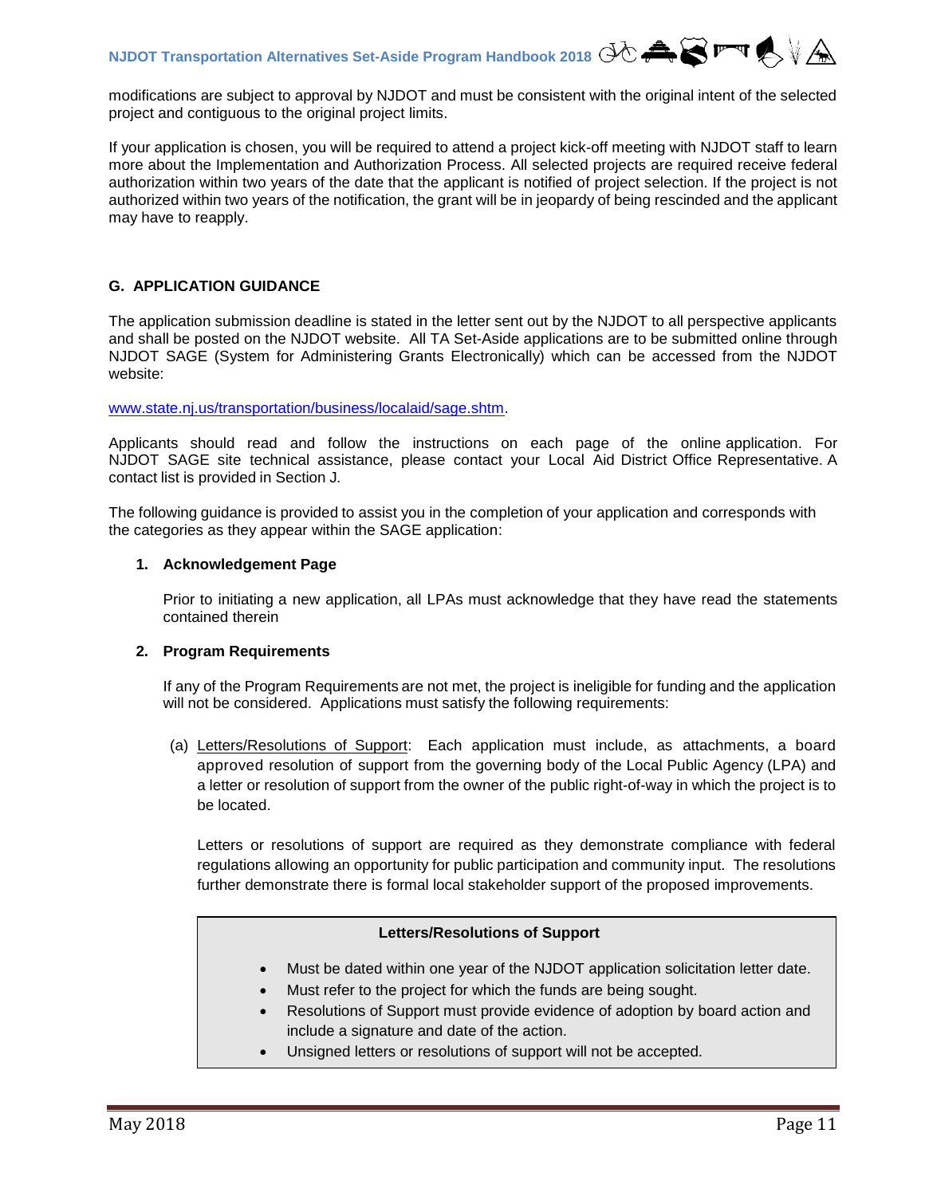modifications are subject to approval by NJDOT and must be consistent with the original intent of the selected project and contiguous to the original project limits.

If your application is chosen, you will be required to attend a project kick-off meeting with NJDOT staff to learn more about the Implementation and Authorization Process. All selected projects are required receive federal authorization within two years of the date that the applicant is notified of project selection. If the project is not authorized within two years of the notification, the grant will be in jeopardy of being rescinded and the applicant may have to reapply.

## G. APPLICATION GUIDANCE

The application submission deadline is stated in the letter sent out by the NJDOT to all perspective applicants and shall be posted on the NJDOT website. All TA Set-Aside applications are to be submitted online through NJDOT SAGE (System for Administering Grants Electronically) which can be accessed from the NJDOT website:

www.state.nj.us/transportation/business/localaid/sage.shtm.

Applicants should read and follow the instructions on each page of the online application. For NJDOT SAGE site technical assistance, please contact your Local Aid District Office Representative. A contact list is provided in Section J.

The following guidance is provided to assist you in the completion of your application and corresponds with the categories as they appear within the SAGE application:

### 1. Acknowledgement Page

Prior to initiating a new application, all LPAs must acknowledge that they have read the statements contained therein

### 2. Program Requirements

If any of the Program Requirements are not met, the project is ineligible for funding and the application will not be considered. Applications must satisfy the following requirements:

(a) Letters/Resolutions of Support: Each application must include, as attachments, a board approved resolution of support from the governing body of the Local Public Agency (LPA) and a letter or resolution of support from the owner of the public right-of-way in which the project is to be located.

Letters or resolutions of support are required as they demonstrate compliance with federal regulations allowing an opportunity for public participation and community input. The resolutions further demonstrate there is formal local stakeholder support of the proposed improvements.

**Letters/Resolutions of Support**

- Must be dated within one year of the NJDOT application solicitation letter date.
- Must refer to the project for which the funds are being sought.
- Resolutions of Support must provide evidence of adoption by board action and include a signature and date of the action.
- Unsigned letters or resolutions of support will not be accepted.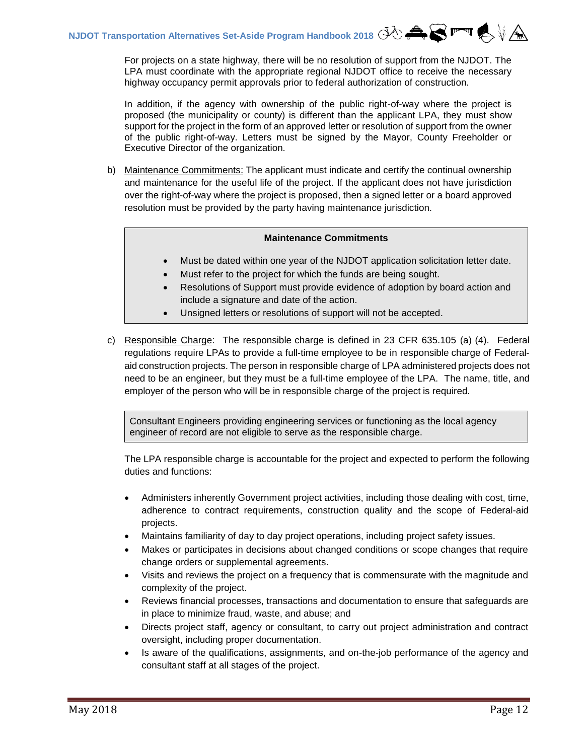For projects on a state highway, there will be no resolution of support from the NJDOT. The LPA must coordinate with the appropriate regional NJDOT office to receive the necessary highway occupancy permit approvals prior to federal authorization of construction.

In addition, if the agency with ownership of the public right-of-way where the project is proposed (the municipality or county) is different than the applicant LPA, they must show support for the project in the form of an approved letter or resolution of support from the owner of the public right-of-way. Letters must be signed by the Mayor, County Freeholder or Executive Director of the organization.

b) Maintenance Commitments: The applicant must indicate and certify the continual ownership and maintenance for the useful life of the project. If the applicant does not have jurisdiction over the right-of-way where the project is proposed, then a signed letter or a board approved resolution must be provided by the party having maintenance jurisdiction.

**Maintenance Commitments**

- Must be dated within one year of the NJDOT application solicitation letter date.
- Must refer to the project for which the funds are being sought.
- Resolutions of Support must provide evidence of adoption by board action and include a signature and date of the action.
- Unsigned letters or resolutions of support will not be accepted.

c) Responsible Charge: The responsible charge is defined in 23 CFR 635.105 (a) (4). Federal regulations require LPAs to provide a full-time employee to be in responsible charge of Federal-aid construction projects. The person in responsible charge of LPA administered projects does not need to be an engineer, but they must be a full-time employee of the LPA. The name, title, and employer of the person who will be in responsible charge of the project is required.

Consultant Engineers providing engineering services or functioning as the local agency engineer of record are not eligible to serve as the responsible charge.

The LPA responsible charge is accountable for the project and expected to perform the following duties and functions:

- Administers inherently Government project activities, including those dealing with cost, time, adherence to contract requirements, construction quality and the scope of Federal-aid projects.
- Maintains familiarity of day to day project operations, including project safety issues.
- Makes or participates in decisions about changed conditions or scope changes that require change orders or supplemental agreements.
- Visits and reviews the project on a frequency that is commensurate with the magnitude and complexity of the project.
- Reviews financial processes, transactions and documentation to ensure that safeguards are in place to minimize fraud, waste, and abuse; and
- Directs project staff, agency or consultant, to carry out project administration and contract oversight, including proper documentation.
- Is aware of the qualifications, assignments, and on-the-job performance of the agency and consultant staff at all stages of the project.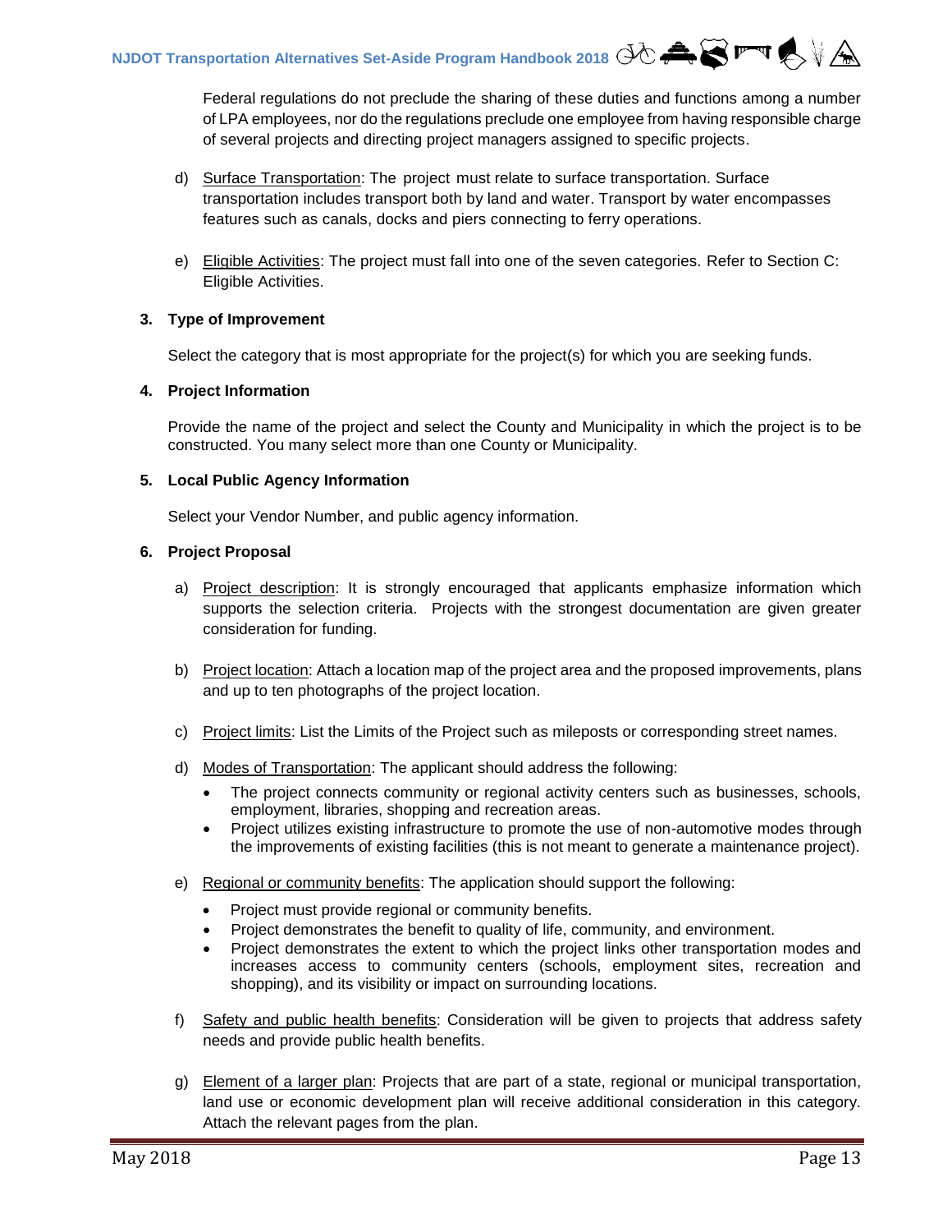Federal regulations do not preclude the sharing of these duties and functions among a number of LPA employees, nor do the regulations preclude one employee from having responsible charge of several projects and directing project managers assigned to specific projects.

d) Surface Transportation: The project must relate to surface transportation. Surface transportation includes transport both by land and water. Transport by water encompasses features such as canals, docks and piers connecting to ferry operations.

e) Eligible Activities: The project must fall into one of the seven categories. Refer to Section C: Eligible Activities.

**3. Type of Improvement**

Select the category that is most appropriate for the project(s) for which you are seeking funds.

**4. Project Information**

Provide the name of the project and select the County and Municipality in which the project is to be constructed. You many select more than one County or Municipality.

**5. Local Public Agency Information**

Select your Vendor Number, and public agency information.

**6. Project Proposal**

a) Project description: It is strongly encouraged that applicants emphasize information which supports the selection criteria. Projects with the strongest documentation are given greater consideration for funding.

b) Project location: Attach a location map of the project area and the proposed improvements, plans and up to ten photographs of the project location.

c) Project limits: List the Limits of the Project such as mileposts or corresponding street names.

d) Modes of Transportation: The applicant should address the following:

- The project connects community or regional activity centers such as businesses, schools, employment, libraries, shopping and recreation areas.
- Project utilizes existing infrastructure to promote the use of non-automotive modes through the improvements of existing facilities (this is not meant to generate a maintenance project).

e) Regional or community benefits: The application should support the following:

- Project must provide regional or community benefits.
- Project demonstrates the benefit to quality of life, community, and environment.
- Project demonstrates the extent to which the project links other transportation modes and increases access to community centers (schools, employment sites, recreation and shopping), and its visibility or impact on surrounding locations.

f) Safety and public health benefits: Consideration will be given to projects that address safety needs and provide public health benefits.

g) Element of a larger plan: Projects that are part of a state, regional or municipal transportation, land use or economic development plan will receive additional consideration in this category. Attach the relevant pages from the plan.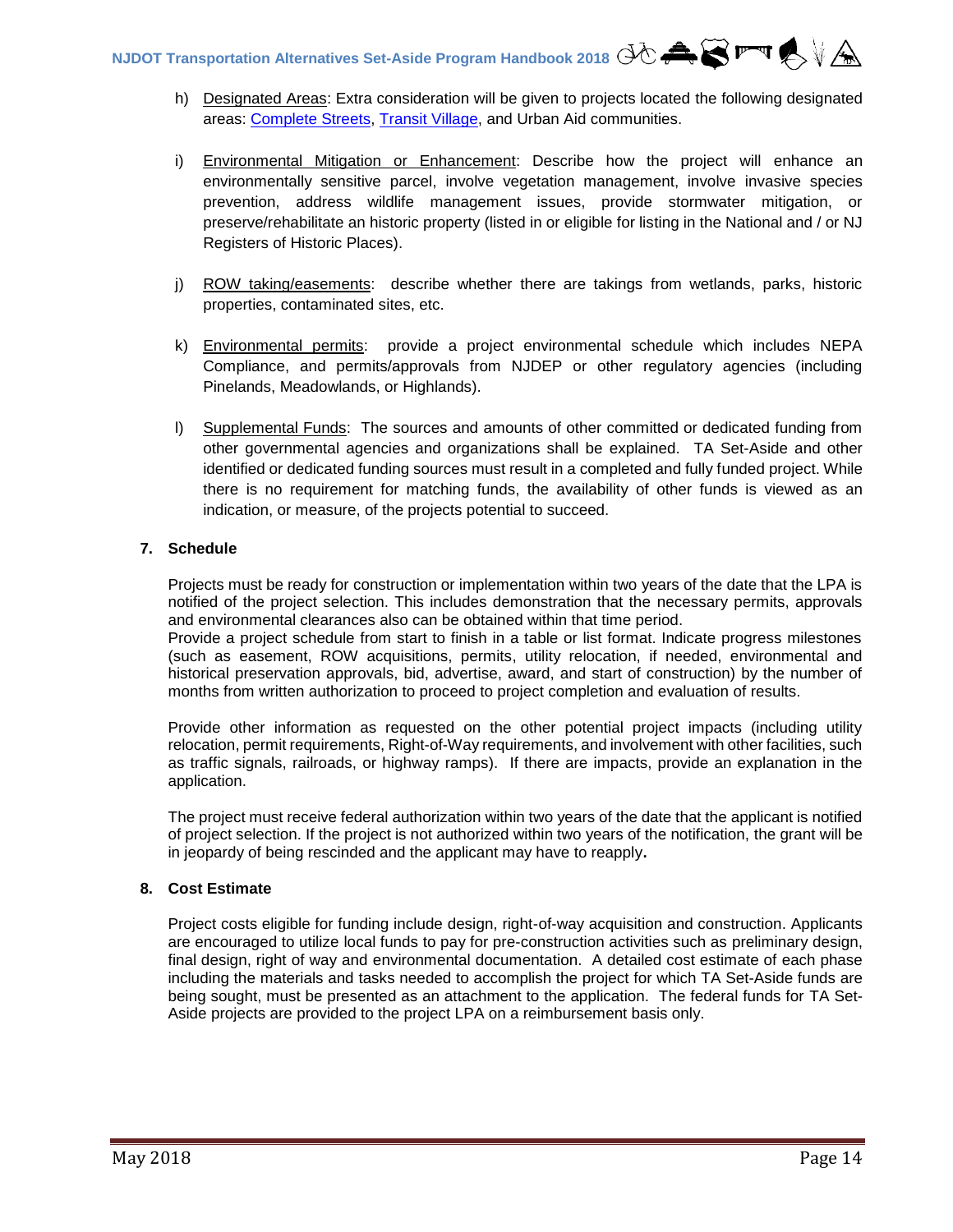h) <u>Designated Areas</u>: Extra consideration will be given to projects located the following designated areas: [Complete Streets](), [Transit Village](), and Urban Aid communities.

i) <u>Environmental Mitigation or Enhancement</u>: Describe how the project will enhance an environmentally sensitive parcel, involve vegetation management, involve invasive species prevention, address wildlife management issues, provide stormwater mitigation, or preserve/rehabilitate an historic property (listed in or eligible for listing in the National and / or NJ Registers of Historic Places).

j) <u>ROW taking/easements</u>: describe whether there are takings from wetlands, parks, historic properties, contaminated sites, etc.

k) <u>Environmental permits</u>: provide a project environmental schedule which includes NEPA Compliance, and permits/approvals from NJDEP or other regulatory agencies (including Pinelands, Meadowlands, or Highlands).

l) <u>Supplemental Funds</u>: The sources and amounts of other committed or dedicated funding from other governmental agencies and organizations shall be explained. TA Set-Aside and other identified or dedicated funding sources must result in a completed and fully funded project. While there is no requirement for matching funds, the availability of other funds is viewed as an indication, or measure, of the projects potential to succeed.

**7. Schedule**

Projects must be ready for construction or implementation within two years of the date that the LPA is notified of the project selection. This includes demonstration that the necessary permits, approvals and environmental clearances also can be obtained within that time period.
Provide a project schedule from start to finish in a table or list format. Indicate progress milestones (such as easement, ROW acquisitions, permits, utility relocation, if needed, environmental and historical preservation approvals, bid, advertise, award, and start of construction) by the number of months from written authorization to proceed to project completion and evaluation of results.

Provide other information as requested on the other potential project impacts (including utility relocation, permit requirements, Right-of-Way requirements, and involvement with other facilities, such as traffic signals, railroads, or highway ramps). If there are impacts, provide an explanation in the application.

The project must receive federal authorization within two years of the date that the applicant is notified of project selection. If the project is not authorized within two years of the notification, the grant will be in jeopardy of being rescinded and the applicant may have to reapply.

**8. Cost Estimate**

Project costs eligible for funding include design, right-of-way acquisition and construction. Applicants are encouraged to utilize local funds to pay for pre-construction activities such as preliminary design, final design, right of way and environmental documentation. A detailed cost estimate of each phase including the materials and tasks needed to accomplish the project for which TA Set-Aside funds are being sought, must be presented as an attachment to the application. The federal funds for TA Set-Aside projects are provided to the project LPA on a reimbursement basis only.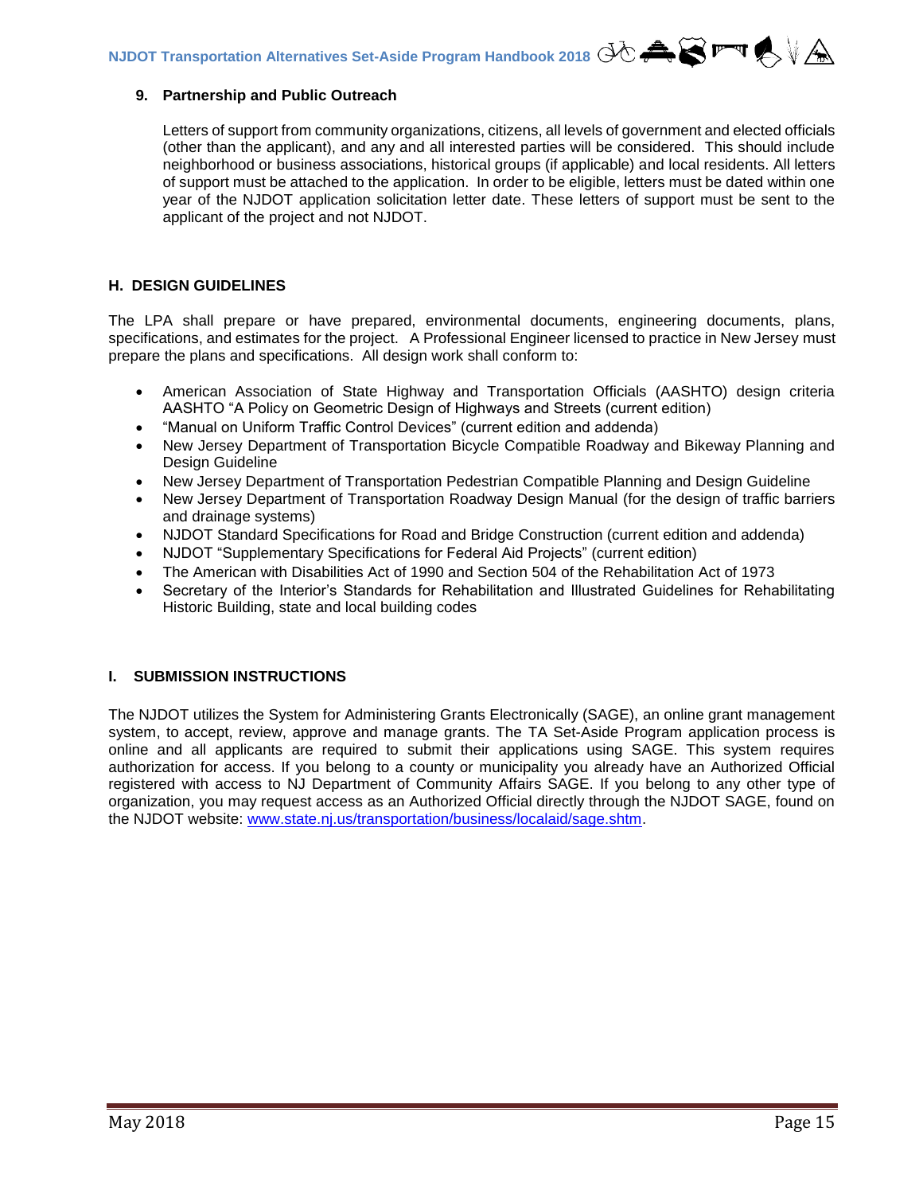### 9. Partnership and Public Outreach

Letters of support from community organizations, citizens, all levels of government and elected officials (other than the applicant), and any and all interested parties will be considered. This should include neighborhood or business associations, historical groups (if applicable) and local residents. All letters of support must be attached to the application. In order to be eligible, letters must be dated within one year of the NJDOT application solicitation letter date. These letters of support must be sent to the applicant of the project and not NJDOT.

## H. DESIGN GUIDELINES

The LPA shall prepare or have prepared, environmental documents, engineering documents, plans, specifications, and estimates for the project. A Professional Engineer licensed to practice in New Jersey must prepare the plans and specifications. All design work shall conform to:

- American Association of State Highway and Transportation Officials (AASHTO) design criteria AASHTO "A Policy on Geometric Design of Highways and Streets (current edition)
- "Manual on Uniform Traffic Control Devices" (current edition and addenda)
- New Jersey Department of Transportation Bicycle Compatible Roadway and Bikeway Planning and Design Guideline
- New Jersey Department of Transportation Pedestrian Compatible Planning and Design Guideline
- New Jersey Department of Transportation Roadway Design Manual (for the design of traffic barriers and drainage systems)
- NJDOT Standard Specifications for Road and Bridge Construction (current edition and addenda)
- NJDOT "Supplementary Specifications for Federal Aid Projects" (current edition)
- The American with Disabilities Act of 1990 and Section 504 of the Rehabilitation Act of 1973
- Secretary of the Interior's Standards for Rehabilitation and Illustrated Guidelines for Rehabilitating Historic Building, state and local building codes

## I. SUBMISSION INSTRUCTIONS

The NJDOT utilizes the System for Administering Grants Electronically (SAGE), an online grant management system, to accept, review, approve and manage grants. The TA Set-Aside Program application process is online and all applicants are required to submit their applications using SAGE. This system requires authorization for access. If you belong to a county or municipality you already have an Authorized Official registered with access to NJ Department of Community Affairs SAGE. If you belong to any other type of organization, you may request access as an Authorized Official directly through the NJDOT SAGE, found on the NJDOT website: www.state.nj.us/transportation/business/localaid/sage.shtm.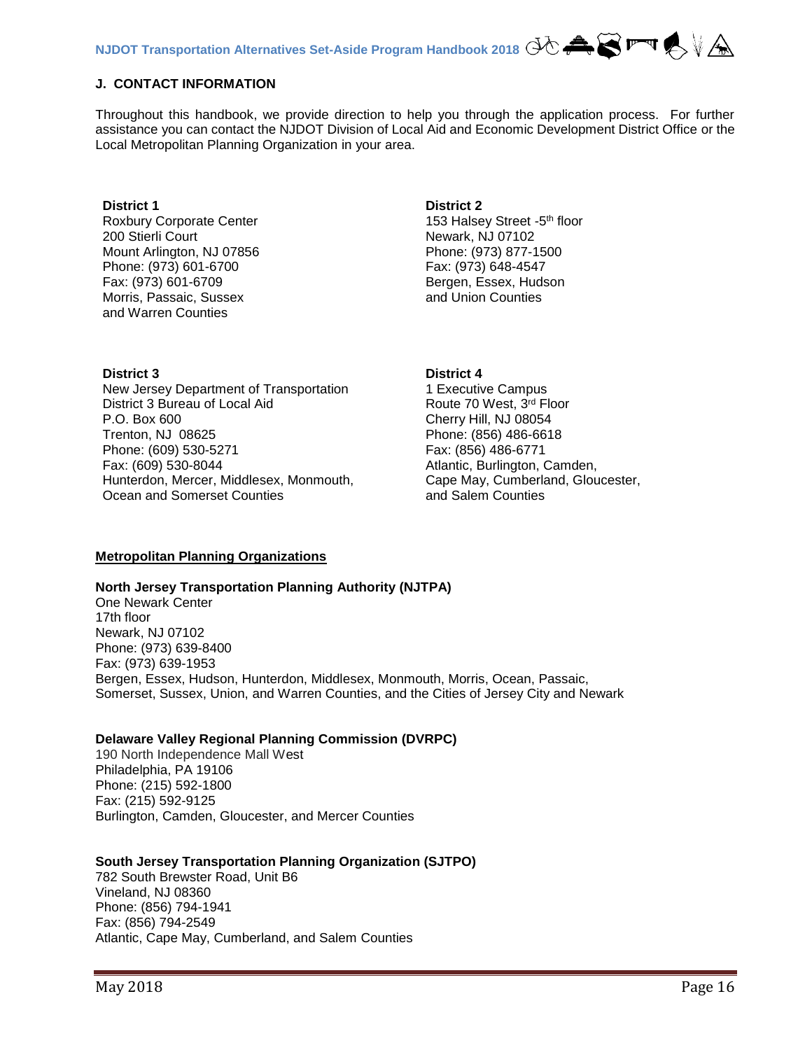### J. CONTACT INFORMATION

Throughout this handbook, we provide direction to help you through the application process. For further assistance you can contact the NJDOT Division of Local Aid and Economic Development District Office or the Local Metropolitan Planning Organization in your area.

**District 1**
Roxbury Corporate Center
200 Stierli Court
Mount Arlington, NJ 07856
Phone: (973) 601-6700
Fax: (973) 601-6709
Morris, Passaic, Sussex
and Warren Counties

**District 2**
153 Halsey Street -5th floor
Newark, NJ 07102
Phone: (973) 877-1500
Fax: (973) 648-4547
Bergen, Essex, Hudson
and Union Counties

**District 3**
New Jersey Department of Transportation
District 3 Bureau of Local Aid
P.O. Box 600
Trenton, NJ 08625
Phone: (609) 530-5271
Fax: (609) 530-8044
Hunterdon, Mercer, Middlesex, Monmouth,
Ocean and Somerset Counties

**District 4**
1 Executive Campus
Route 70 West, 3rd Floor
Cherry Hill, NJ 08054
Phone: (856) 486-6618
Fax: (856) 486-6771
Atlantic, Burlington, Camden,
Cape May, Cumberland, Gloucester,
and Salem Counties

**Metropolitan Planning Organizations**

**North Jersey Transportation Planning Authority (NJTPA)**
One Newark Center
17th floor
Newark, NJ 07102
Phone: (973) 639-8400
Fax: (973) 639-1953
Bergen, Essex, Hudson, Hunterdon, Middlesex, Monmouth, Morris, Ocean, Passaic,
Somerset, Sussex, Union, and Warren Counties, and the Cities of Jersey City and Newark

**Delaware Valley Regional Planning Commission (DVRPC)**
190 North Independence Mall West
Philadelphia, PA 19106
Phone: (215) 592-1800
Fax: (215) 592-9125
Burlington, Camden, Gloucester, and Mercer Counties

**South Jersey Transportation Planning Organization (SJTPO)**
782 South Brewster Road, Unit B6
Vineland, NJ 08360
Phone: (856) 794-1941
Fax: (856) 794-2549
Atlantic, Cape May, Cumberland, and Salem Counties